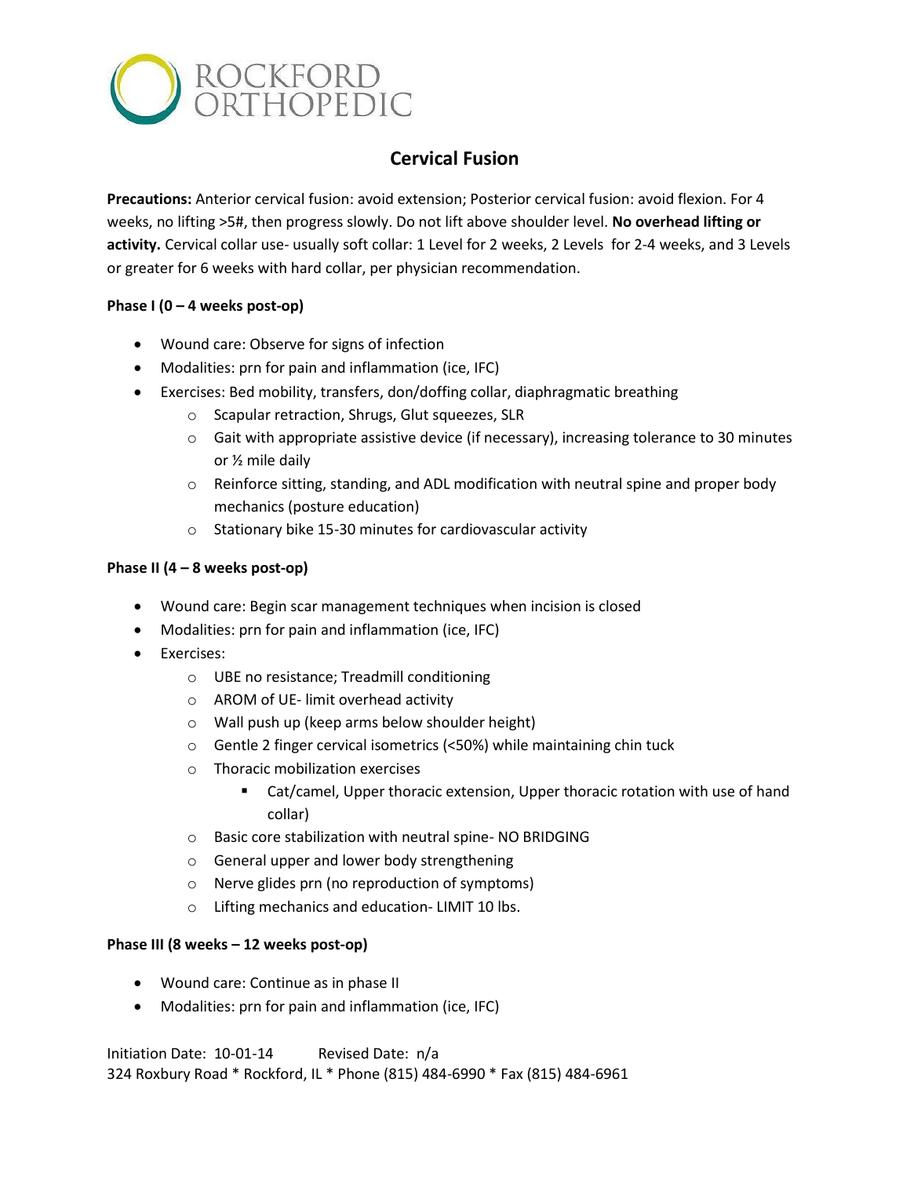ROCKFORD ORTHOPEDIC

# Cervical Fusion

**Precautions:** Anterior cervical fusion: avoid extension; Posterior cervical fusion: avoid flexion. For 4 weeks, no lifting >5#, then progress slowly. Do not lift above shoulder level. **No overhead lifting or activity.** Cervical collar use- usually soft collar: 1 Level for 2 weeks, 2 Levels for 2-4 weeks, and 3 Levels or greater for 6 weeks with hard collar, per physician recommendation.

**Phase I (0 – 4 weeks post-op)**

- Wound care: Observe for signs of infection
- Modalities: prn for pain and inflammation (ice, IFC)
- Exercises: Bed mobility, transfers, don/doffing collar, diaphragmatic breathing
  - Scapular retraction, Shrugs, Glut squeezes, SLR
  - Gait with appropriate assistive device (if necessary), increasing tolerance to 30 minutes or ½ mile daily
  - Reinforce sitting, standing, and ADL modification with neutral spine and proper body mechanics (posture education)
  - Stationary bike 15-30 minutes for cardiovascular activity

**Phase II (4 – 8 weeks post-op)**

- Wound care: Begin scar management techniques when incision is closed
- Modalities: prn for pain and inflammation (ice, IFC)
- Exercises:
  - UBE no resistance; Treadmill conditioning
  - AROM of UE- limit overhead activity
  - Wall push up (keep arms below shoulder height)
  - Gentle 2 finger cervical isometrics (<50%) while maintaining chin tuck
  - Thoracic mobilization exercises
    - Cat/camel, Upper thoracic extension, Upper thoracic rotation with use of hand collar)
  - Basic core stabilization with neutral spine- NO BRIDGING
  - General upper and lower body strengthening
  - Nerve glides prn (no reproduction of symptoms)
  - Lifting mechanics and education- LIMIT 10 lbs.

**Phase III (8 weeks – 12 weeks post-op)**

- Wound care: Continue as in phase II
- Modalities: prn for pain and inflammation (ice, IFC)

Initiation Date: 10-01-14 Revised Date: n/a
324 Roxbury Road * Rockford, IL * Phone (815) 484-6990 * Fax (815) 484-6961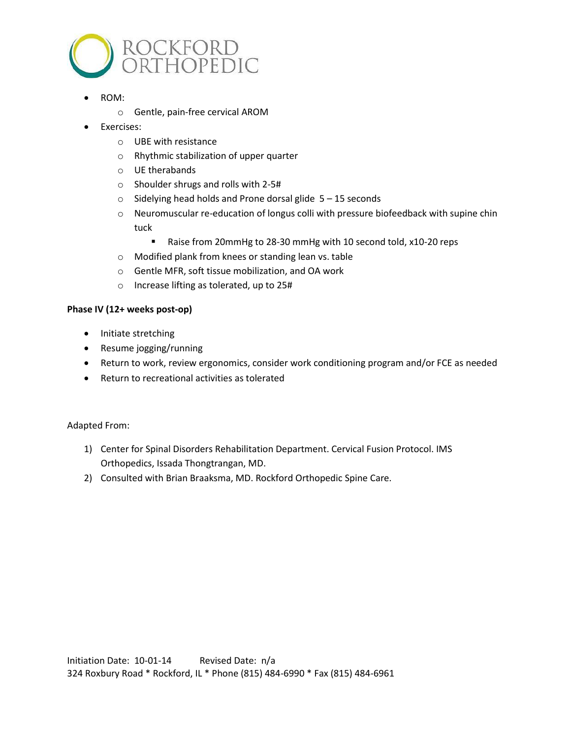- ROM:
  - Gentle, pain-free cervical AROM
- Exercises:
  - UBE with resistance
  - Rhythmic stabilization of upper quarter
  - UE therabands
  - Shoulder shrugs and rolls with 2-5#
  - Sidelying head holds and Prone dorsal glide 5 – 15 seconds
  - Neuromuscular re-education of longus colli with pressure biofeedback with supine chin tuck
    - Raise from 20mmHg to 28-30 mmHg with 10 second told, x10-20 reps
  - Modified plank from knees or standing lean vs. table
  - Gentle MFR, soft tissue mobilization, and OA work
  - Increase lifting as tolerated, up to 25#

**Phase IV (12+ weeks post-op)**

- Initiate stretching
- Resume jogging/running
- Return to work, review ergonomics, consider work conditioning program and/or FCE as needed
- Return to recreational activities as tolerated

Adapted From:

1) Center for Spinal Disorders Rehabilitation Department. Cervical Fusion Protocol. IMS Orthopedics, Issada Thongtrangan, MD.
2) Consulted with Brian Braaksma, MD. Rockford Orthopedic Spine Care.

Initiation Date: 10-01-14 Revised Date: n/a
324 Roxbury Road * Rockford, IL * Phone (815) 484-6990 * Fax (815) 484-6961